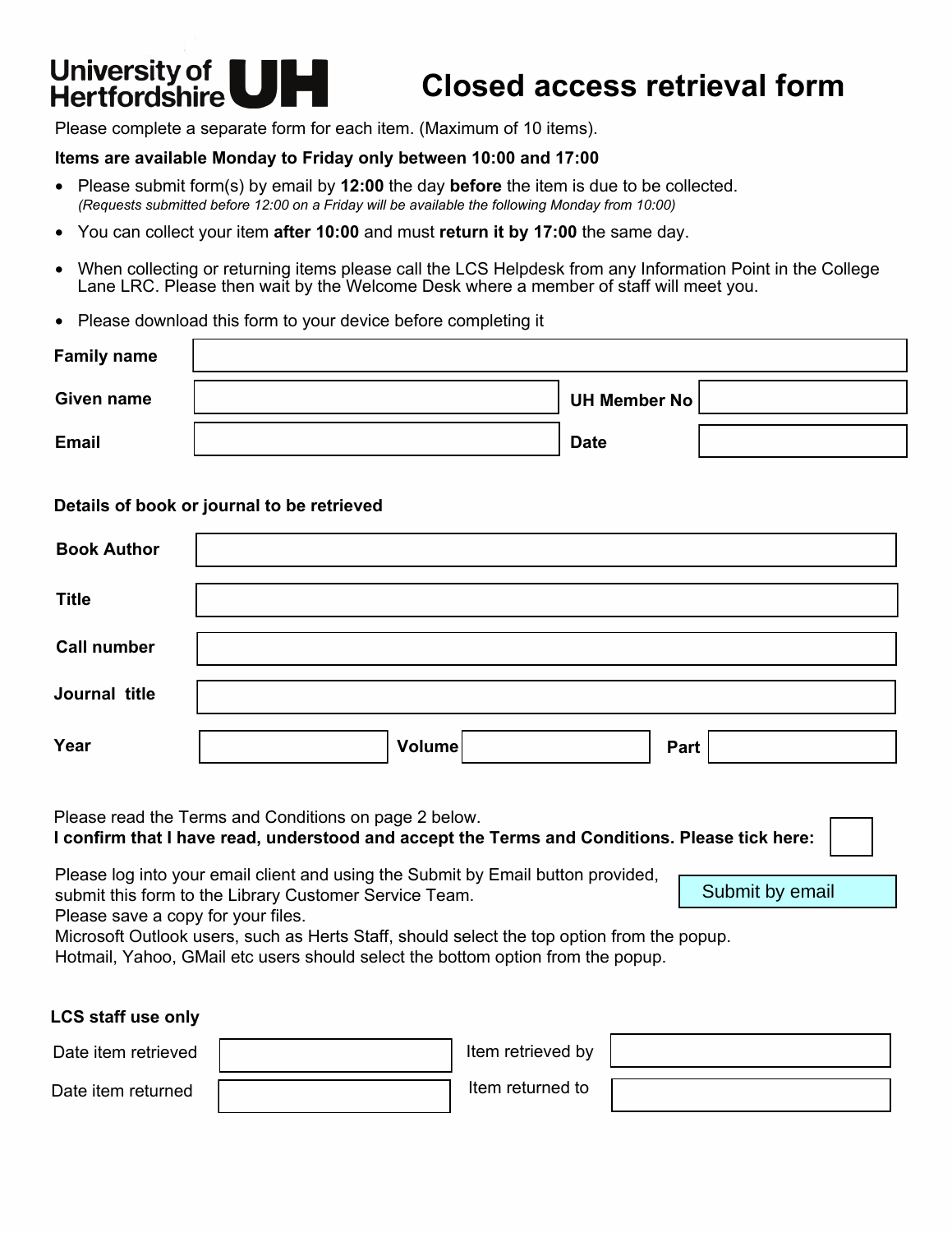University of Hertfordshire UH

# Closed access retrieval form

Please complete a separate form for each item. (Maximum of 10 items).

**Items are available Monday to Friday only between 10:00 and 17:00**

- Please submit form(s) by email by **12:00** the day **before** the item is due to be collected.
  *(Requests submitted before 12:00 on a Friday will be available the following Monday from 10:00)*
- You can collect your item **after 10:00** and must **return it by 17:00** the same day.
- When collecting or returning items please call the LCS Helpdesk from any Information Point in the College Lane LRC. Please then wait by the Welcome Desk where a member of staff will meet you.
- Please download this form to your device before completing it

| | | | |
|---|---|---|---|
| **Family name** | | | |
| **Given name** | | **UH Member No** | |
| **Email** | | **Date** | |

**Details of book or journal to be retrieved**

| | |
|---|---|
| **Book Author** | |
| **Title** | |
| **Call number** | |
| **Journal title** | |

| | | | | | |
|---|---|---|---|---|---|
| **Year** | | **Volume** | | **Part** | |

Please read the Terms and Conditions on page 2 below.
**I confirm that I have read, understood and accept the Terms and Conditions. Please tick here:** ☐

Please log into your email client and using the Submit by Email button provided, submit this form to the Library Customer Service Team.
Please save a copy for your files.
Microsoft Outlook users, such as Herts Staff, should select the top option from the popup.
Hotmail, Yahoo, GMail etc users should select the bottom option from the popup.

Submit by email

**LCS staff use only**

| | | | |
|---|---|---|---|
| Date item retrieved | | Item retrieved by | |
| Date item returned | | Item returned to | |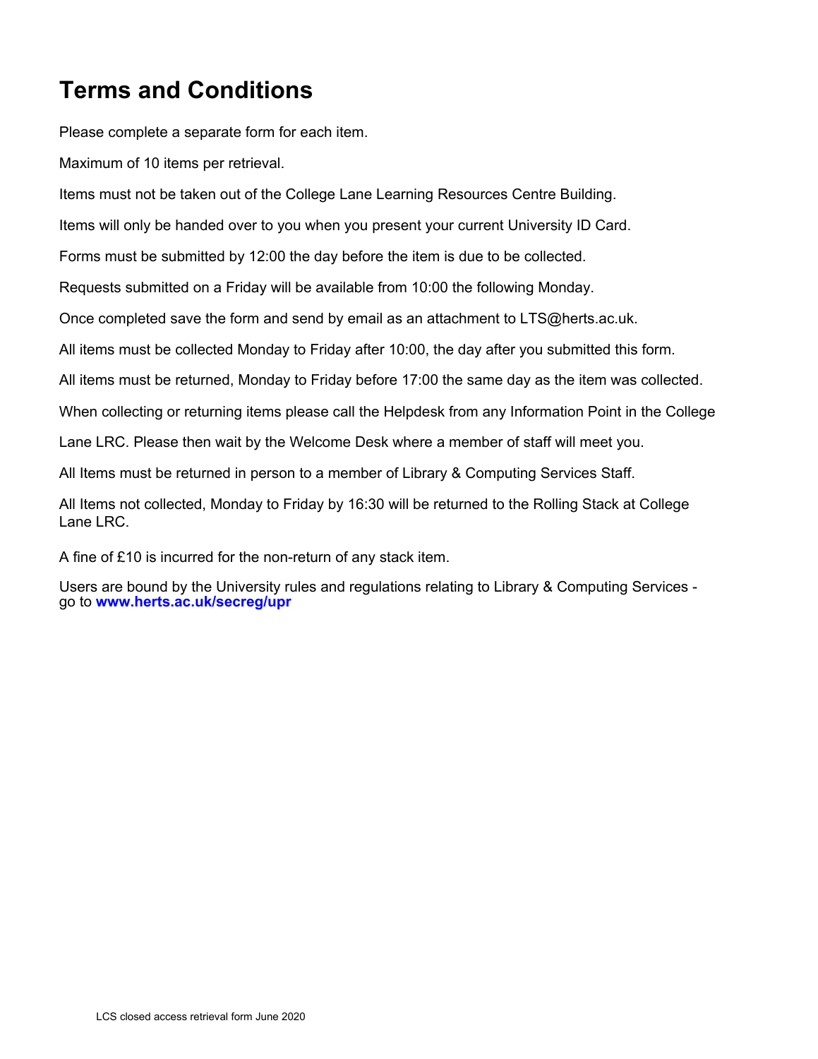# Terms and Conditions

Please complete a separate form for each item.

Maximum of 10 items per retrieval.

Items must not be taken out of the College Lane Learning Resources Centre Building.

Items will only be handed over to you when you present your current University ID Card.

Forms must be submitted by 12:00 the day before the item is due to be collected.

Requests submitted on a Friday will be available from 10:00 the following Monday.

Once completed save the form and send by email as an attachment to LTS@herts.ac.uk.

All items must be collected Monday to Friday after 10:00, the day after you submitted this form.

All items must be returned, Monday to Friday before 17:00 the same day as the item was collected.

When collecting or returning items please call the Helpdesk from any Information Point in the College Lane LRC. Please then wait by the Welcome Desk where a member of staff will meet you.

All Items must be returned in person to a member of Library & Computing Services Staff.

All Items not collected, Monday to Friday by 16:30 will be returned to the Rolling Stack at College Lane LRC.

A fine of £10 is incurred for the non-return of any stack item.

Users are bound by the University rules and regulations relating to Library & Computing Services - go to **www.herts.ac.uk/secreg/upr**

LCS closed access retrieval form June 2020